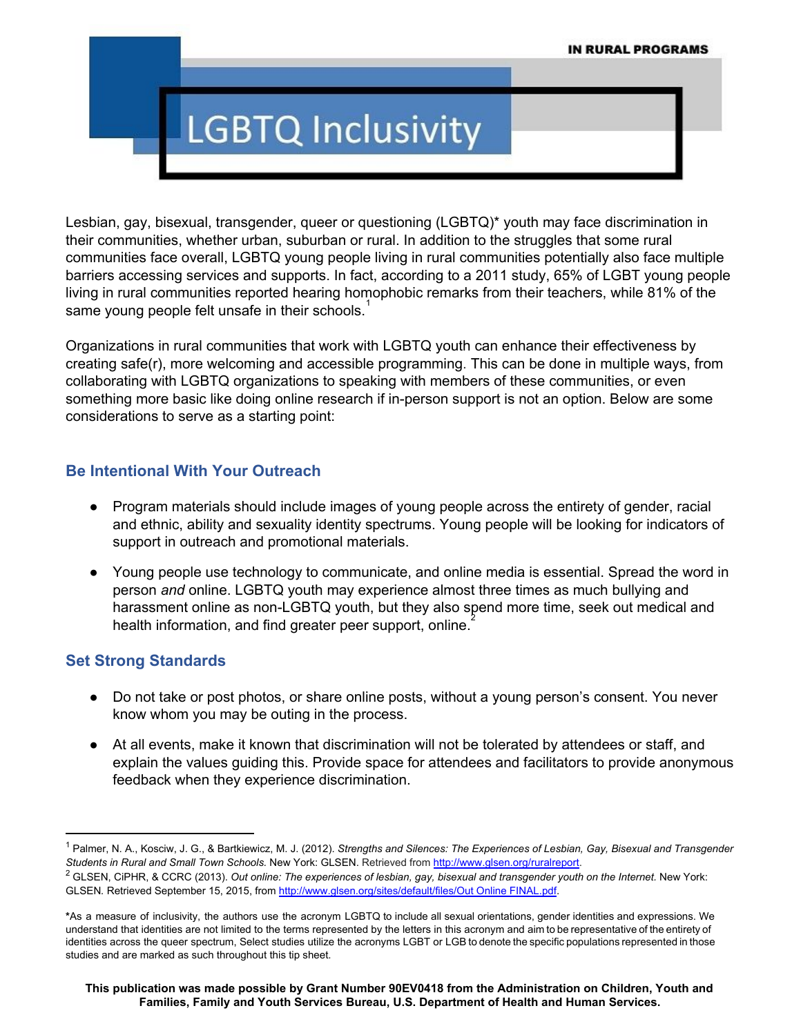IN RURAL PROGRAMS

# LGBTQ Inclusivity

Lesbian, gay, bisexual, transgender, queer or questioning (LGBTQ)* youth may face discrimination in their communities, whether urban, suburban or rural. In addition to the struggles that some rural communities face overall, LGBTQ young people living in rural communities potentially also face multiple barriers accessing services and supports. In fact, according to a 2011 study, 65% of LGBT young people living in rural communities reported hearing homophobic remarks from their teachers, while 81% of the same young people felt unsafe in their schools.[1]

Organizations in rural communities that work with LGBTQ youth can enhance their effectiveness by creating safe(r), more welcoming and accessible programming. This can be done in multiple ways, from collaborating with LGBTQ organizations to speaking with members of these communities, or even something more basic like doing online research if in-person support is not an option. Below are some considerations to serve as a starting point:

## Be Intentional With Your Outreach

- Program materials should include images of young people across the entirety of gender, racial and ethnic, ability and sexuality identity spectrums. Young people will be looking for indicators of support in outreach and promotional materials.
- Young people use technology to communicate, and online media is essential. Spread the word in person *and* online. LGBTQ youth may experience almost three times as much bullying and harassment online as non-LGBTQ youth, but they also spend more time, seek out medical and health information, and find greater peer support, online.[2]

## Set Strong Standards

- Do not take or post photos, or share online posts, without a young person's consent. You never know whom you may be outing in the process.
- At all events, make it known that discrimination will not be tolerated by attendees or staff, and explain the values guiding this. Provide space for attendees and facilitators to provide anonymous feedback when they experience discrimination.

---

[1] Palmer, N. A., Kosciw, J. G., & Bartkiewicz, M. J. (2012). *Strengths and Silences: The Experiences of Lesbian, Gay, Bisexual and Transgender Students in Rural and Small Town Schools.* New York: GLSEN. Retrieved from http://www.glsen.org/ruralreport.

[2] GLSEN, CiPHR, & CCRC (2013). *Out online: The experiences of lesbian, gay, bisexual and transgender youth on the Internet.* New York: GLSEN. Retrieved September 15, 2015, from http://www.glsen.org/sites/default/files/Out Online FINAL.pdf.

*As a measure of inclusivity, the authors use the acronym LGBTQ to include all sexual orientations, gender identities and expressions. We understand that identities are not limited to the terms represented by the letters in this acronym and aim to be representative of the entirety of identities across the queer spectrum, Select studies utilize the acronyms LGBT or LGB to denote the specific populations represented in those studies and are marked as such throughout this tip sheet.

**This publication was made possible by Grant Number 90EV0418 from the Administration on Children, Youth and Families, Family and Youth Services Bureau, U.S. Department of Health and Human Services.**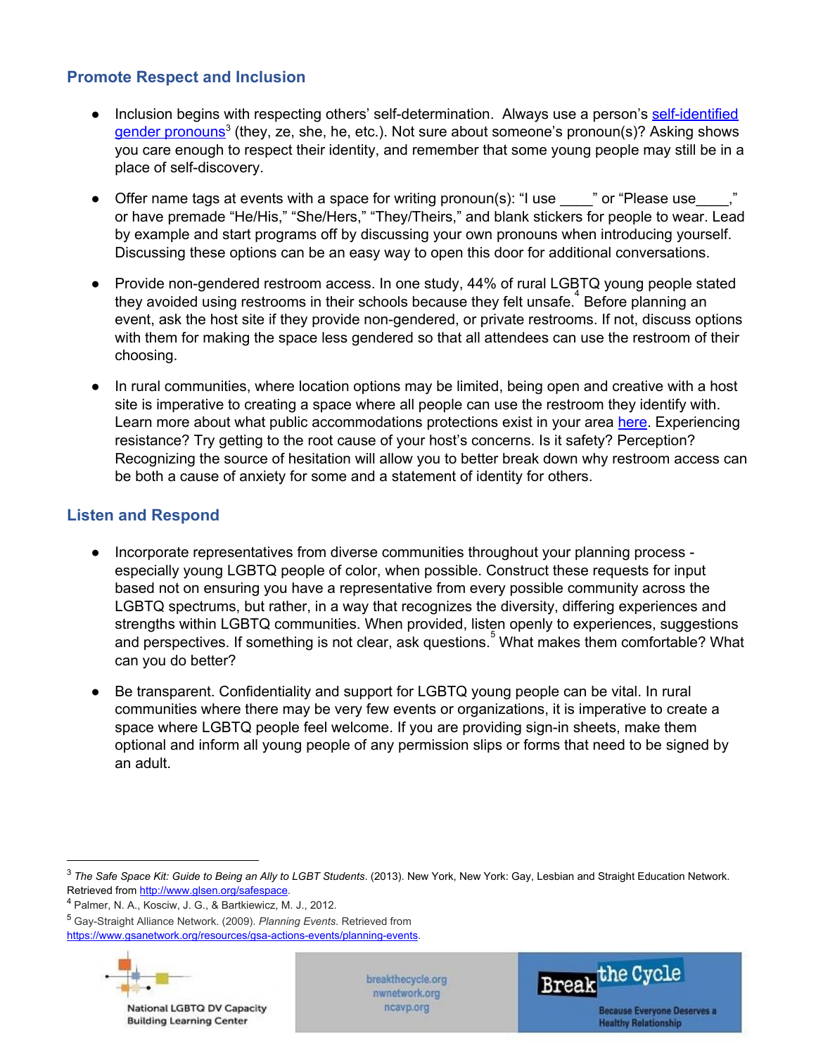## Promote Respect and Inclusion

- Inclusion begins with respecting others' self-determination. Always use a person's self-identified gender pronouns[3] (they, ze, she, he, etc.). Not sure about someone's pronoun(s)? Asking shows you care enough to respect their identity, and remember that some young people may still be in a place of self-discovery.

- Offer name tags at events with a space for writing pronoun(s): "I use ____" or "Please use____," or have premade "He/His," "She/Hers," "They/Theirs," and blank stickers for people to wear. Lead by example and start programs off by discussing your own pronouns when introducing yourself. Discussing these options can be an easy way to open this door for additional conversations.

- Provide non-gendered restroom access. In one study, 44% of rural LGBTQ young people stated they avoided using restrooms in their schools because they felt unsafe.[4] Before planning an event, ask the host site if they provide non-gendered, or private restrooms. If not, discuss options with them for making the space less gendered so that all attendees can use the restroom of their choosing.

- In rural communities, where location options may be limited, being open and creative with a host site is imperative to creating a space where all people can use the restroom they identify with. Learn more about what public accommodations protections exist in your area here. Experiencing resistance? Try getting to the root cause of your host's concerns. Is it safety? Perception? Recognizing the source of hesitation will allow you to better break down why restroom access can be both a cause of anxiety for some and a statement of identity for others.

## Listen and Respond

- Incorporate representatives from diverse communities throughout your planning process - especially young LGBTQ people of color, when possible. Construct these requests for input based not on ensuring you have a representative from every possible community across the LGBTQ spectrums, but rather, in a way that recognizes the diversity, differing experiences and strengths within LGBTQ communities. When provided, listen openly to experiences, suggestions and perspectives. If something is not clear, ask questions.[5] What makes them comfortable? What can you do better?

- Be transparent. Confidentiality and support for LGBTQ young people can be vital. In rural communities where there may be very few events or organizations, it is imperative to create a space where LGBTQ people feel welcome. If you are providing sign-in sheets, make them optional and inform all young people of any permission slips or forms that need to be signed by an adult.

---

[3] *The Safe Space Kit: Guide to Being an Ally to LGBT Students*. (2013). New York, New York: Gay, Lesbian and Straight Education Network. Retrieved from http://www.glsen.org/safespace.

[4] Palmer, N. A., Kosciw, J. G., & Bartkiewicz, M. J., 2012.

[5] Gay-Straight Alliance Network. (2009). *Planning Events*. Retrieved from https://www.gsanetwork.org/resources/gsa-actions-events/planning-events.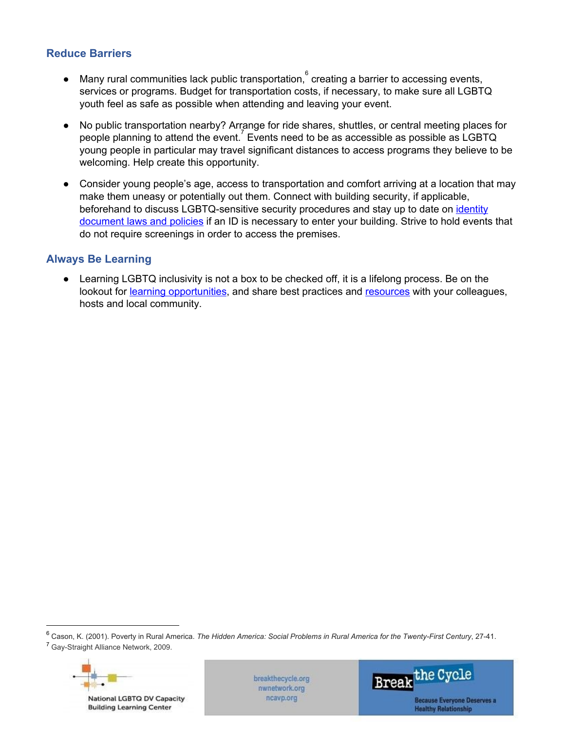## Reduce Barriers

- Many rural communities lack public transportation,[6] creating a barrier to accessing events, services or programs. Budget for transportation costs, if necessary, to make sure all LGBTQ youth feel as safe as possible when attending and leaving your event.
- No public transportation nearby? Arrange for ride shares, shuttles, or central meeting places for people planning to attend the event.[7] Events need to be as accessible as possible as LGBTQ young people in particular may travel significant distances to access programs they believe to be welcoming. Help create this opportunity.
- Consider young people's age, access to transportation and comfort arriving at a location that may make them uneasy or potentially out them. Connect with building security, if applicable, beforehand to discuss LGBTQ-sensitive security procedures and stay up to date on identity document laws and policies if an ID is necessary to enter your building. Strive to hold events that do not require screenings in order to access the premises.

## Always Be Learning

- Learning LGBTQ inclusivity is not a box to be checked off, it is a lifelong process. Be on the lookout for learning opportunities, and share best practices and resources with your colleagues, hosts and local community.

---

[6] Cason, K. (2001). Poverty in Rural America. *The Hidden America: Social Problems in Rural America for the Twenty-First Century*, 27-41.

[7] Gay-Straight Alliance Network, 2009.